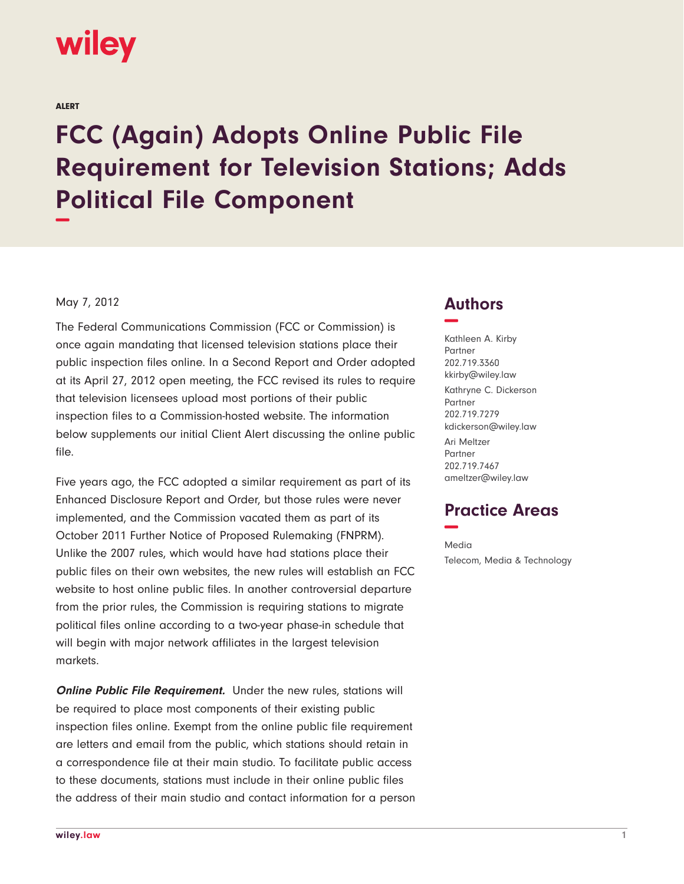wiley

ALERT

# FCC (Again) Adopts Online Public File Requirement for Television Stations; Adds Political File Component

May 7, 2012

The Federal Communications Commission (FCC or Commission) is once again mandating that licensed television stations place their public inspection files online. In a Second Report and Order adopted at its April 27, 2012 open meeting, the FCC revised its rules to require that television licensees upload most portions of their public inspection files to a Commission-hosted website. The information below supplements our initial Client Alert discussing the online public file.

Five years ago, the FCC adopted a similar requirement as part of its Enhanced Disclosure Report and Order, but those rules were never implemented, and the Commission vacated them as part of its October 2011 Further Notice of Proposed Rulemaking (FNPRM). Unlike the 2007 rules, which would have had stations place their public files on their own websites, the new rules will establish an FCC website to host online public files. In another controversial departure from the prior rules, the Commission is requiring stations to migrate political files online according to a two-year phase-in schedule that will begin with major network affiliates in the largest television markets.

***Online Public File Requirement.*** Under the new rules, stations will be required to place most components of their existing public inspection files online. Exempt from the online public file requirement are letters and email from the public, which stations should retain in a correspondence file at their main studio. To facilitate public access to these documents, stations must include in their online public files the address of their main studio and contact information for a person

## Authors

Kathleen A. Kirby
Partner
202.719.3360
kkirby@wiley.law

Kathryne C. Dickerson
Partner
202.719.7279
kdickerson@wiley.law

Ari Meltzer
Partner
202.719.7467
ameltzer@wiley.law

## Practice Areas

Media

Telecom, Media & Technology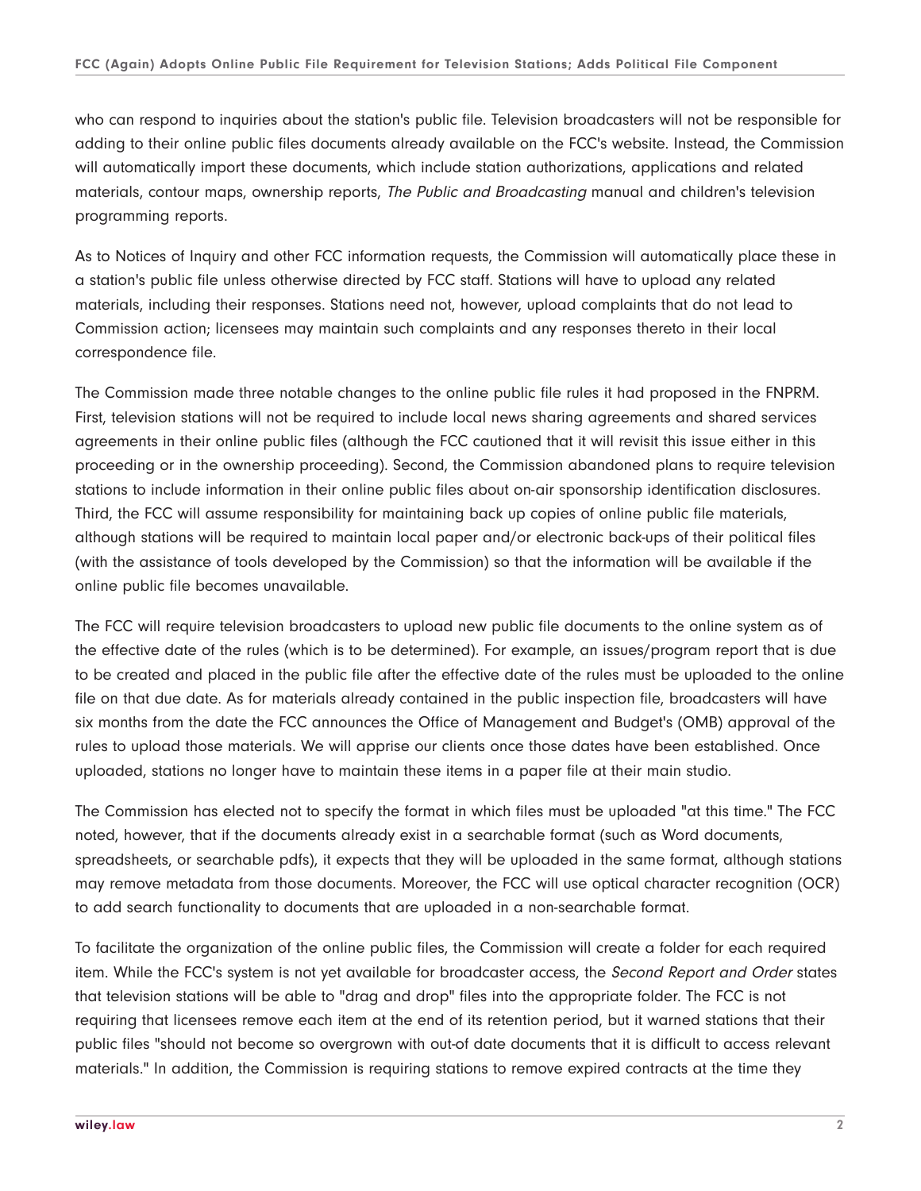who can respond to inquiries about the station's public file. Television broadcasters will not be responsible for adding to their online public files documents already available on the FCC's website. Instead, the Commission will automatically import these documents, which include station authorizations, applications and related materials, contour maps, ownership reports, *The Public and Broadcasting* manual and children's television programming reports.

As to Notices of Inquiry and other FCC information requests, the Commission will automatically place these in a station's public file unless otherwise directed by FCC staff. Stations will have to upload any related materials, including their responses. Stations need not, however, upload complaints that do not lead to Commission action; licensees may maintain such complaints and any responses thereto in their local correspondence file.

The Commission made three notable changes to the online public file rules it had proposed in the FNPRM. First, television stations will not be required to include local news sharing agreements and shared services agreements in their online public files (although the FCC cautioned that it will revisit this issue either in this proceeding or in the ownership proceeding). Second, the Commission abandoned plans to require television stations to include information in their online public files about on-air sponsorship identification disclosures. Third, the FCC will assume responsibility for maintaining back up copies of online public file materials, although stations will be required to maintain local paper and/or electronic back-ups of their political files (with the assistance of tools developed by the Commission) so that the information will be available if the online public file becomes unavailable.

The FCC will require television broadcasters to upload new public file documents to the online system as of the effective date of the rules (which is to be determined). For example, an issues/program report that is due to be created and placed in the public file after the effective date of the rules must be uploaded to the online file on that due date. As for materials already contained in the public inspection file, broadcasters will have six months from the date the FCC announces the Office of Management and Budget's (OMB) approval of the rules to upload those materials. We will apprise our clients once those dates have been established. Once uploaded, stations no longer have to maintain these items in a paper file at their main studio.

The Commission has elected not to specify the format in which files must be uploaded "at this time." The FCC noted, however, that if the documents already exist in a searchable format (such as Word documents, spreadsheets, or searchable pdfs), it expects that they will be uploaded in the same format, although stations may remove metadata from those documents. Moreover, the FCC will use optical character recognition (OCR) to add search functionality to documents that are uploaded in a non-searchable format.

To facilitate the organization of the online public files, the Commission will create a folder for each required item. While the FCC's system is not yet available for broadcaster access, the *Second Report and Order* states that television stations will be able to "drag and drop" files into the appropriate folder. The FCC is not requiring that licensees remove each item at the end of its retention period, but it warned stations that their public files "should not become so overgrown with out-of date documents that it is difficult to access relevant materials." In addition, the Commission is requiring stations to remove expired contracts at the time they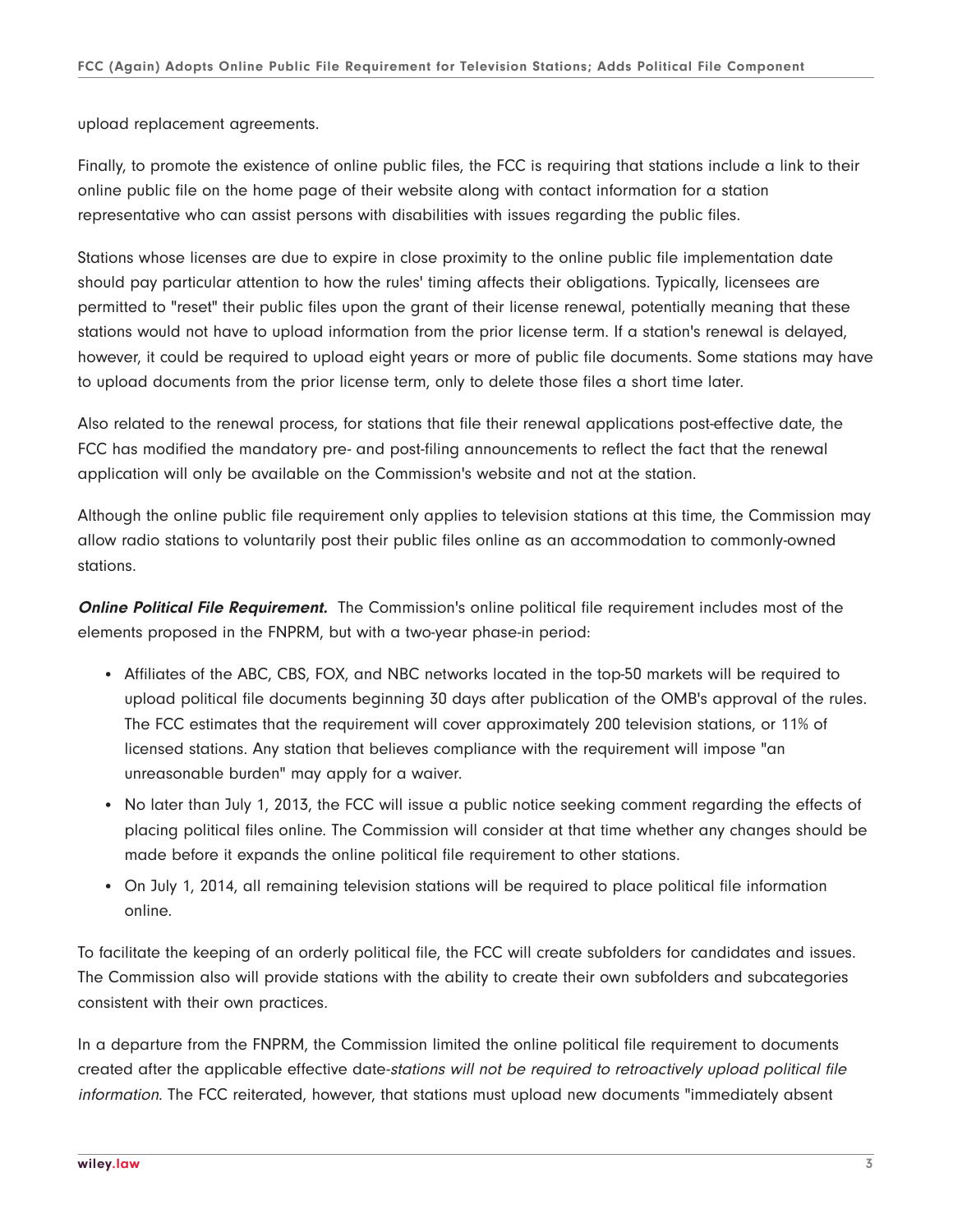upload replacement agreements.

Finally, to promote the existence of online public files, the FCC is requiring that stations include a link to their online public file on the home page of their website along with contact information for a station representative who can assist persons with disabilities with issues regarding the public files.

Stations whose licenses are due to expire in close proximity to the online public file implementation date should pay particular attention to how the rules' timing affects their obligations. Typically, licensees are permitted to "reset" their public files upon the grant of their license renewal, potentially meaning that these stations would not have to upload information from the prior license term. If a station's renewal is delayed, however, it could be required to upload eight years or more of public file documents. Some stations may have to upload documents from the prior license term, only to delete those files a short time later.

Also related to the renewal process, for stations that file their renewal applications post-effective date, the FCC has modified the mandatory pre- and post-filing announcements to reflect the fact that the renewal application will only be available on the Commission's website and not at the station.

Although the online public file requirement only applies to television stations at this time, the Commission may allow radio stations to voluntarily post their public files online as an accommodation to commonly-owned stations.

***Online Political File Requirement.*** The Commission's online political file requirement includes most of the elements proposed in the FNPRM, but with a two-year phase-in period:

- Affiliates of the ABC, CBS, FOX, and NBC networks located in the top-50 markets will be required to upload political file documents beginning 30 days after publication of the OMB's approval of the rules. The FCC estimates that the requirement will cover approximately 200 television stations, or 11% of licensed stations. Any station that believes compliance with the requirement will impose "an unreasonable burden" may apply for a waiver.
- No later than July 1, 2013, the FCC will issue a public notice seeking comment regarding the effects of placing political files online. The Commission will consider at that time whether any changes should be made before it expands the online political file requirement to other stations.
- On July 1, 2014, all remaining television stations will be required to place political file information online.

To facilitate the keeping of an orderly political file, the FCC will create subfolders for candidates and issues. The Commission also will provide stations with the ability to create their own subfolders and subcategories consistent with their own practices.

In a departure from the FNPRM, the Commission limited the online political file requirement to documents created after the applicable effective date-*stations will not be required to retroactively upload political file information*. The FCC reiterated, however, that stations must upload new documents "immediately absent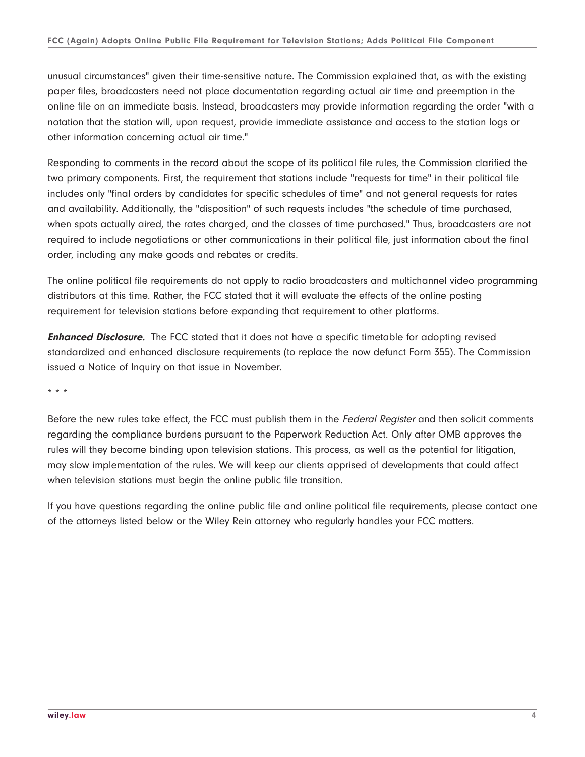unusual circumstances" given their time-sensitive nature. The Commission explained that, as with the existing paper files, broadcasters need not place documentation regarding actual air time and preemption in the online file on an immediate basis. Instead, broadcasters may provide information regarding the order "with a notation that the station will, upon request, provide immediate assistance and access to the station logs or other information concerning actual air time."

Responding to comments in the record about the scope of its political file rules, the Commission clarified the two primary components. First, the requirement that stations include "requests for time" in their political file includes only "final orders by candidates for specific schedules of time" and not general requests for rates and availability. Additionally, the "disposition" of such requests includes "the schedule of time purchased, when spots actually aired, the rates charged, and the classes of time purchased." Thus, broadcasters are not required to include negotiations or other communications in their political file, just information about the final order, including any make goods and rebates or credits.

The online political file requirements do not apply to radio broadcasters and multichannel video programming distributors at this time. Rather, the FCC stated that it will evaluate the effects of the online posting requirement for television stations before expanding that requirement to other platforms.

***Enhanced Disclosure.*** The FCC stated that it does not have a specific timetable for adopting revised standardized and enhanced disclosure requirements (to replace the now defunct Form 355). The Commission issued a Notice of Inquiry on that issue in November.

\* \* \*

Before the new rules take effect, the FCC must publish them in the *Federal Register* and then solicit comments regarding the compliance burdens pursuant to the Paperwork Reduction Act. Only after OMB approves the rules will they become binding upon television stations. This process, as well as the potential for litigation, may slow implementation of the rules. We will keep our clients apprised of developments that could affect when television stations must begin the online public file transition.

If you have questions regarding the online public file and online political file requirements, please contact one of the attorneys listed below or the Wiley Rein attorney who regularly handles your FCC matters.